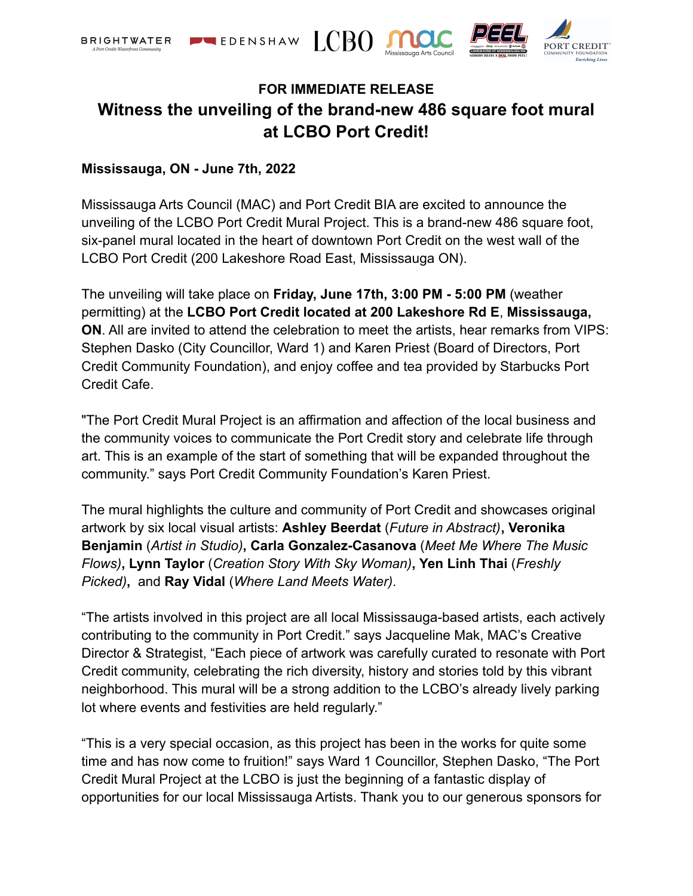**FOR IMMEDIATE RELEASE**

# Witness the unveiling of the brand-new 486 square foot mural at LCBO Port Credit!

**Mississauga, ON - June 7th, 2022**

Mississauga Arts Council (MAC) and Port Credit BIA are excited to announce the unveiling of the LCBO Port Credit Mural Project. This is a brand-new 486 square foot, six-panel mural located in the heart of downtown Port Credit on the west wall of the LCBO Port Credit (200 Lakeshore Road East, Mississauga ON).

The unveiling will take place on **Friday, June 17th, 3:00 PM - 5:00 PM** (weather permitting) at the **LCBO Port Credit located at 200 Lakeshore Rd E**, **Mississauga, ON**. All are invited to attend the celebration to meet the artists, hear remarks from VIPS: Stephen Dasko (City Councillor, Ward 1) and Karen Priest (Board of Directors, Port Credit Community Foundation), and enjoy coffee and tea provided by Starbucks Port Credit Cafe.

"The Port Credit Mural Project is an affirmation and affection of the local business and the community voices to communicate the Port Credit story and celebrate life through art. This is an example of the start of something that will be expanded throughout the community." says Port Credit Community Foundation's Karen Priest.

The mural highlights the culture and community of Port Credit and showcases original artwork by six local visual artists: **Ashley Beerdat** (*Future in Abstract)***, Veronika Benjamin** (*Artist in Studio)***, Carla Gonzalez-Casanova** (*Meet Me Where The Music Flows)***, Lynn Taylor** (*Creation Story With Sky Woman)***, Yen Linh Thai** (*Freshly Picked)***,** and **Ray Vidal** (*Where Land Meets Water)*.

"The artists involved in this project are all local Mississauga-based artists, each actively contributing to the community in Port Credit." says Jacqueline Mak, MAC's Creative Director & Strategist, "Each piece of artwork was carefully curated to resonate with Port Credit community, celebrating the rich diversity, history and stories told by this vibrant neighborhood. This mural will be a strong addition to the LCBO's already lively parking lot where events and festivities are held regularly."

"This is a very special occasion, as this project has been in the works for quite some time and has now come to fruition!" says Ward 1 Councillor, Stephen Dasko, "The Port Credit Mural Project at the LCBO is just the beginning of a fantastic display of opportunities for our local Mississauga Artists. Thank you to our generous sponsors for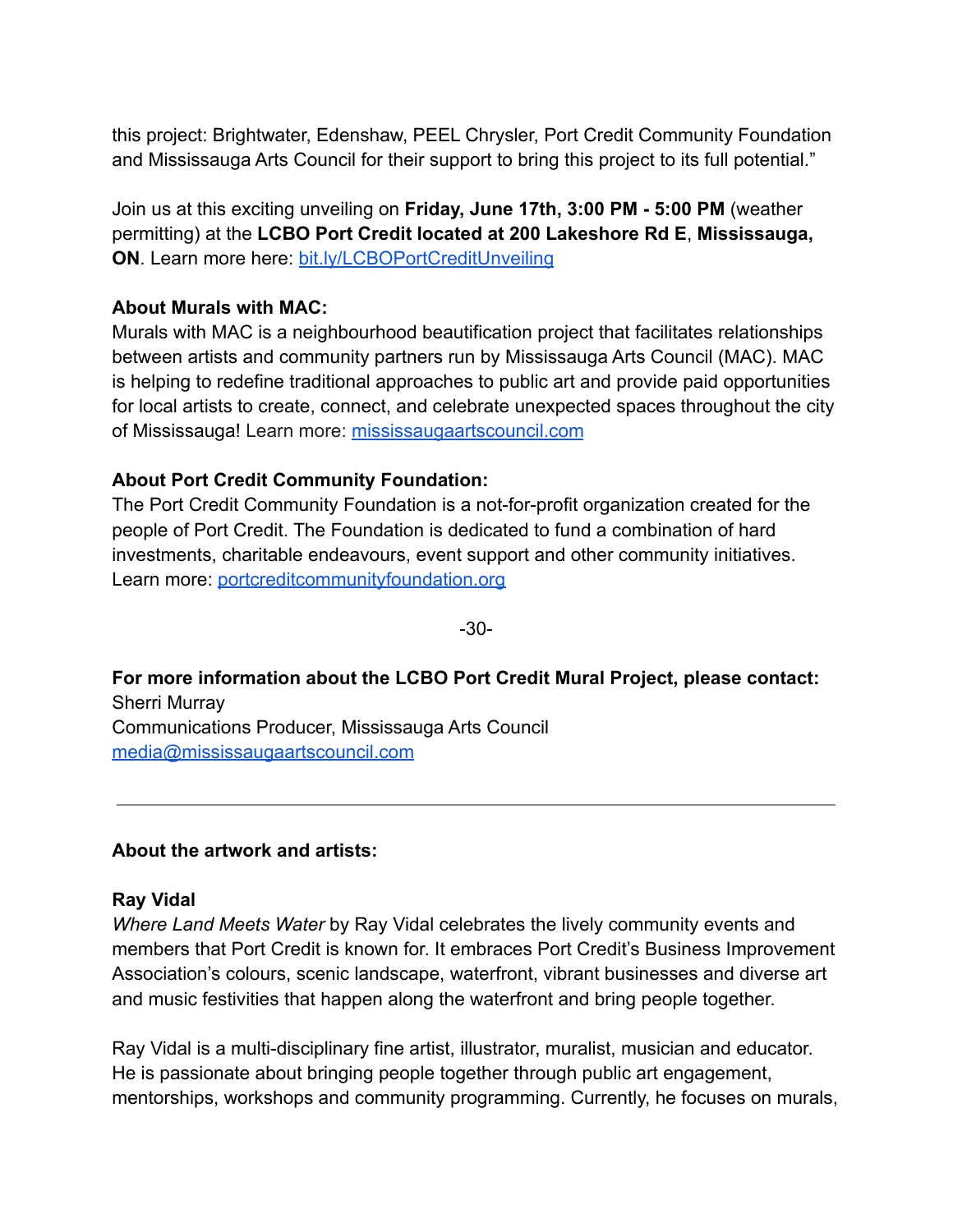this project: Brightwater, Edenshaw, PEEL Chrysler, Port Credit Community Foundation and Mississauga Arts Council for their support to bring this project to its full potential."

Join us at this exciting unveiling on **Friday, June 17th, 3:00 PM - 5:00 PM** (weather permitting) at the **LCBO Port Credit located at 200 Lakeshore Rd E**, **Mississauga, ON**. Learn more here: [bit.ly/LCBOPortCreditUnveiling](bit.ly/LCBOPortCreditUnveiling)

**About Murals with MAC:**
Murals with MAC is a neighbourhood beautification project that facilitates relationships between artists and community partners run by Mississauga Arts Council (MAC). MAC is helping to redefine traditional approaches to public art and provide paid opportunities for local artists to create, connect, and celebrate unexpected spaces throughout the city of Mississauga! Learn more: [mississaugaartscouncil.com](mississaugaartscouncil.com)

**About Port Credit Community Foundation:**
The Port Credit Community Foundation is a not-for-profit organization created for the people of Port Credit. The Foundation is dedicated to fund a combination of hard investments, charitable endeavours, event support and other community initiatives. Learn more: [portcreditcommunityfoundation.org](portcreditcommunityfoundation.org)

-30-

**For more information about the LCBO Port Credit Mural Project, please contact:**
Sherri Murray
Communications Producer, Mississauga Arts Council
[media@mississaugaartscouncil.com](mailto:media@mississaugaartscouncil.com)

---

**About the artwork and artists:**

**Ray Vidal**
*Where Land Meets Water* by Ray Vidal celebrates the lively community events and members that Port Credit is known for. It embraces Port Credit's Business Improvement Association's colours, scenic landscape, waterfront, vibrant businesses and diverse art and music festivities that happen along the waterfront and bring people together.

Ray Vidal is a multi-disciplinary fine artist, illustrator, muralist, musician and educator. He is passionate about bringing people together through public art engagement, mentorships, workshops and community programming. Currently, he focuses on murals,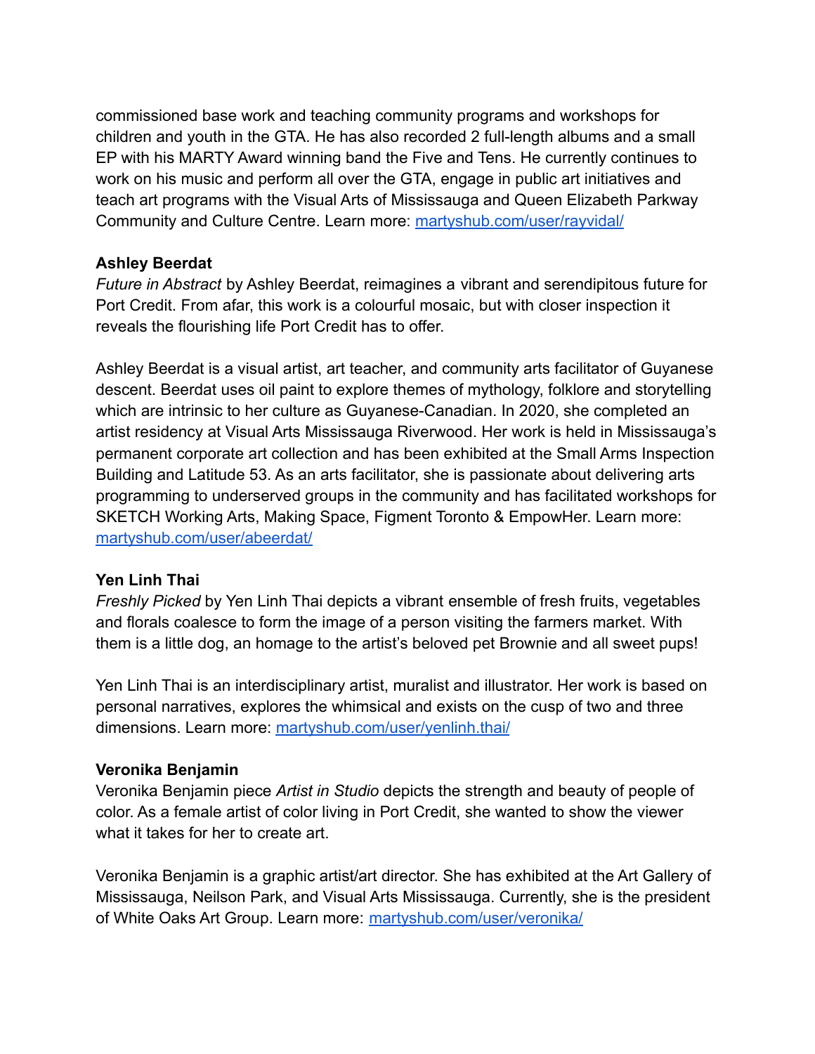commissioned base work and teaching community programs and workshops for children and youth in the GTA. He has also recorded 2 full-length albums and a small EP with his MARTY Award winning band the Five and Tens. He currently continues to work on his music and perform all over the GTA, engage in public art initiatives and teach art programs with the Visual Arts of Mississauga and Queen Elizabeth Parkway Community and Culture Centre. Learn more: [martyshub.com/user/rayvidal/](martyshub.com/user/rayvidal/)

**Ashley Beerdat**

*Future in Abstract* by Ashley Beerdat, reimagines a vibrant and serendipitous future for Port Credit. From afar, this work is a colourful mosaic, but with closer inspection it reveals the flourishing life Port Credit has to offer.

Ashley Beerdat is a visual artist, art teacher, and community arts facilitator of Guyanese descent. Beerdat uses oil paint to explore themes of mythology, folklore and storytelling which are intrinsic to her culture as Guyanese-Canadian. In 2020, she completed an artist residency at Visual Arts Mississauga Riverwood. Her work is held in Mississauga's permanent corporate art collection and has been exhibited at the Small Arms Inspection Building and Latitude 53. As an arts facilitator, she is passionate about delivering arts programming to underserved groups in the community and has facilitated workshops for SKETCH Working Arts, Making Space, Figment Toronto & EmpowHer. Learn more: [martyshub.com/user/abeerdat/](martyshub.com/user/abeerdat/)

**Yen Linh Thai**

*Freshly Picked* by Yen Linh Thai depicts a vibrant ensemble of fresh fruits, vegetables and florals coalesce to form the image of a person visiting the farmers market. With them is a little dog, an homage to the artist's beloved pet Brownie and all sweet pups!

Yen Linh Thai is an interdisciplinary artist, muralist and illustrator. Her work is based on personal narratives, explores the whimsical and exists on the cusp of two and three dimensions. Learn more: [martyshub.com/user/yenlinh.thai/](martyshub.com/user/yenlinh.thai/)

**Veronika Benjamin**

Veronika Benjamin piece *Artist in Studio* depicts the strength and beauty of people of color. As a female artist of color living in Port Credit, she wanted to show the viewer what it takes for her to create art.

Veronika Benjamin is a graphic artist/art director. She has exhibited at the Art Gallery of Mississauga, Neilson Park, and Visual Arts Mississauga. Currently, she is the president of White Oaks Art Group. Learn more: [martyshub.com/user/veronika/](martyshub.com/user/veronika/)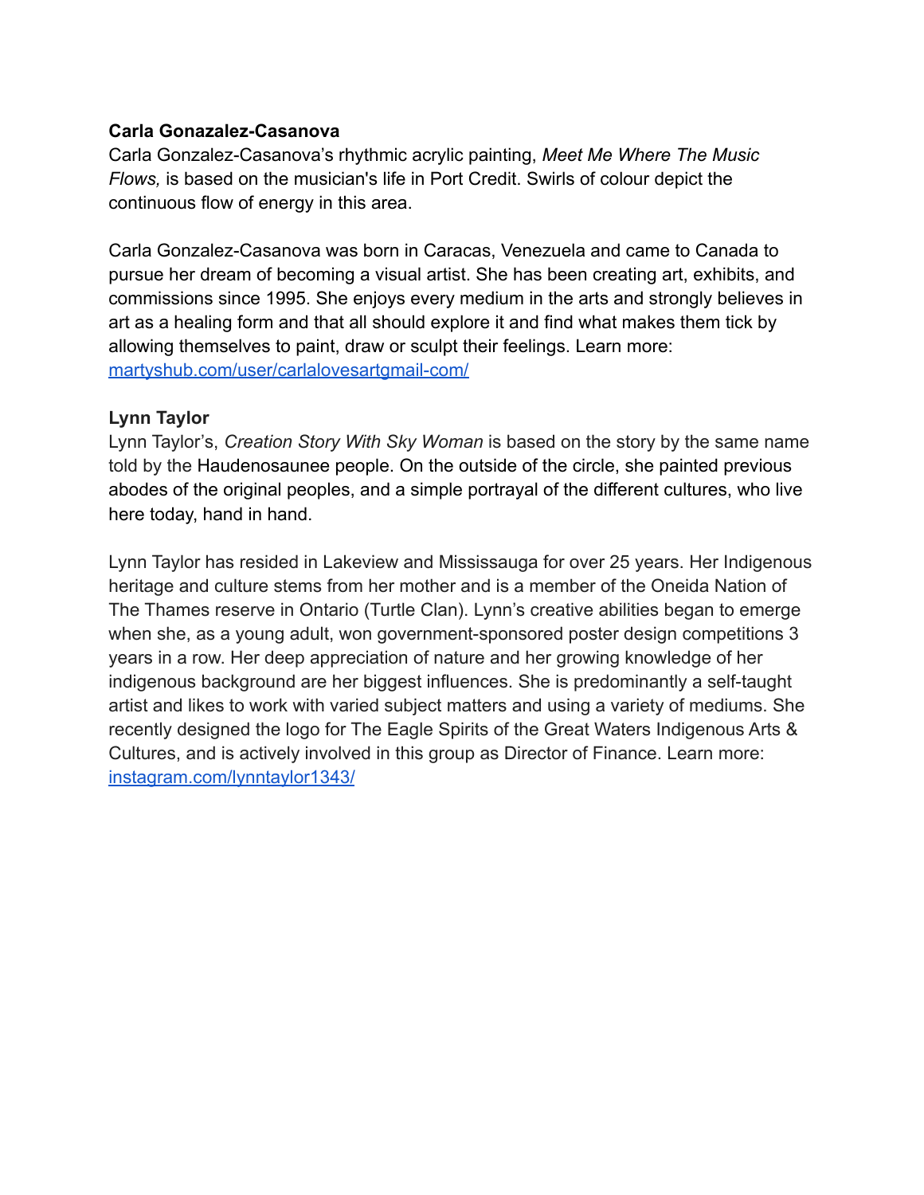**Carla Gonazalez-Casanova**

Carla Gonzalez-Casanova's rhythmic acrylic painting, *Meet Me Where The Music Flows,* is based on the musician's life in Port Credit. Swirls of colour depict the continuous flow of energy in this area.

Carla Gonzalez-Casanova was born in Caracas, Venezuela and came to Canada to pursue her dream of becoming a visual artist. She has been creating art, exhibits, and commissions since 1995. She enjoys every medium in the arts and strongly believes in art as a healing form and that all should explore it and find what makes them tick by allowing themselves to paint, draw or sculpt their feelings. Learn more: [martyshub.com/user/carlalovesartgmail-com/](martyshub.com/user/carlalovesartgmail-com/)

**Lynn Taylor**

Lynn Taylor's, *Creation Story With Sky Woman* is based on the story by the same name told by the Haudenosaunee people. On the outside of the circle, she painted previous abodes of the original peoples, and a simple portrayal of the different cultures, who live here today, hand in hand.

Lynn Taylor has resided in Lakeview and Mississauga for over 25 years. Her Indigenous heritage and culture stems from her mother and is a member of the Oneida Nation of The Thames reserve in Ontario (Turtle Clan). Lynn's creative abilities began to emerge when she, as a young adult, won government-sponsored poster design competitions 3 years in a row. Her deep appreciation of nature and her growing knowledge of her indigenous background are her biggest influences. She is predominantly a self-taught artist and likes to work with varied subject matters and using a variety of mediums. She recently designed the logo for The Eagle Spirits of the Great Waters Indigenous Arts & Cultures, and is actively involved in this group as Director of Finance. Learn more: [instagram.com/lynntaylor1343/](instagram.com/lynntaylor1343/)